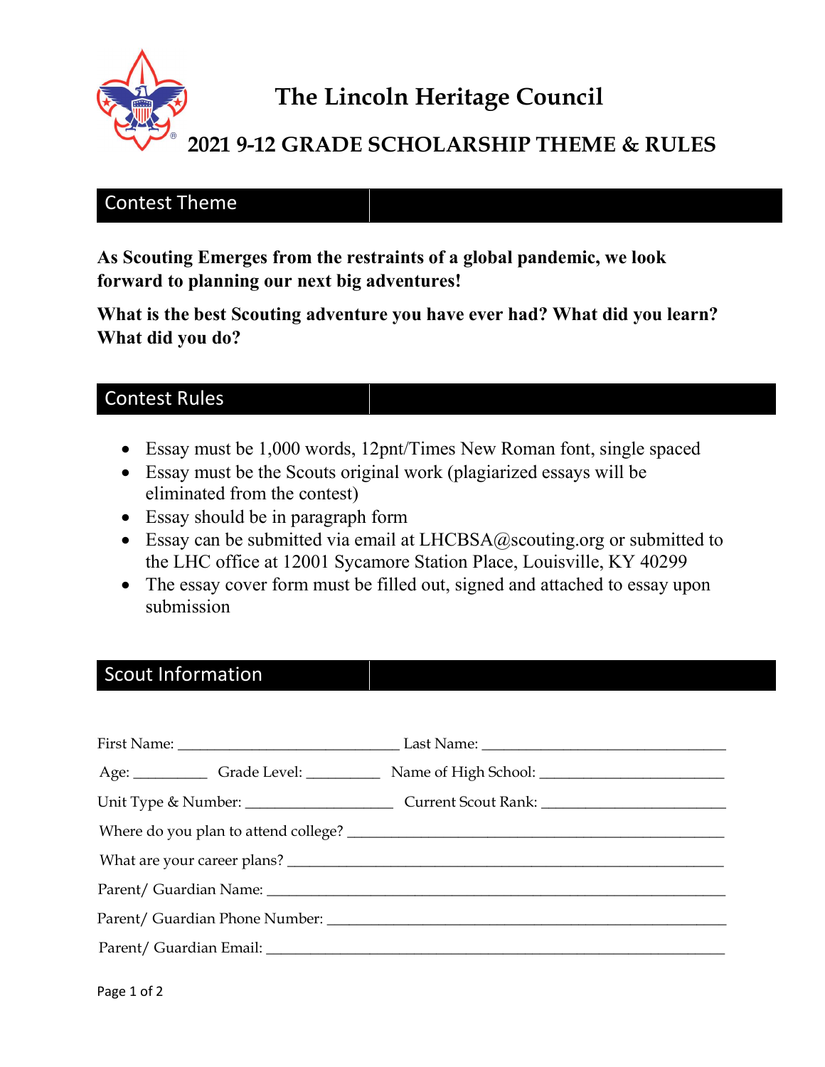# The Lincoln Heritage Council

## 2021 9-12 GRADE SCHOLARSHIP THEME & RULES

## Contest Theme

**As Scouting Emerges from the restraints of a global pandemic, we look forward to planning our next big adventures!**

**What is the best Scouting adventure you have ever had? What did you learn? What did you do?**

## Contest Rules

- Essay must be 1,000 words, 12pnt/Times New Roman font, single spaced
- Essay must be the Scouts original work (plagiarized essays will be eliminated from the contest)
- Essay should be in paragraph form
- Essay can be submitted via email at LHCBSA@scouting.org or submitted to the LHC office at 12001 Sycamore Station Place, Louisville, KY 40299
- The essay cover form must be filled out, signed and attached to essay upon submission

## Scout Information

First Name: ____________________________ Last Name: ________________________________

Age: _________ Grade Level: _________ Name of High School: _______________________

Unit Type & Number: ___________________ Current Scout Rank: _______________________

Where do you plan to attend college? ________________________________________________

What are your career plans? _______________________________________________________

Parent/ Guardian Name: __________________________________________________________

Parent/ Guardian Phone Number: ___________________________________________________

Parent/ Guardian Email: __________________________________________________________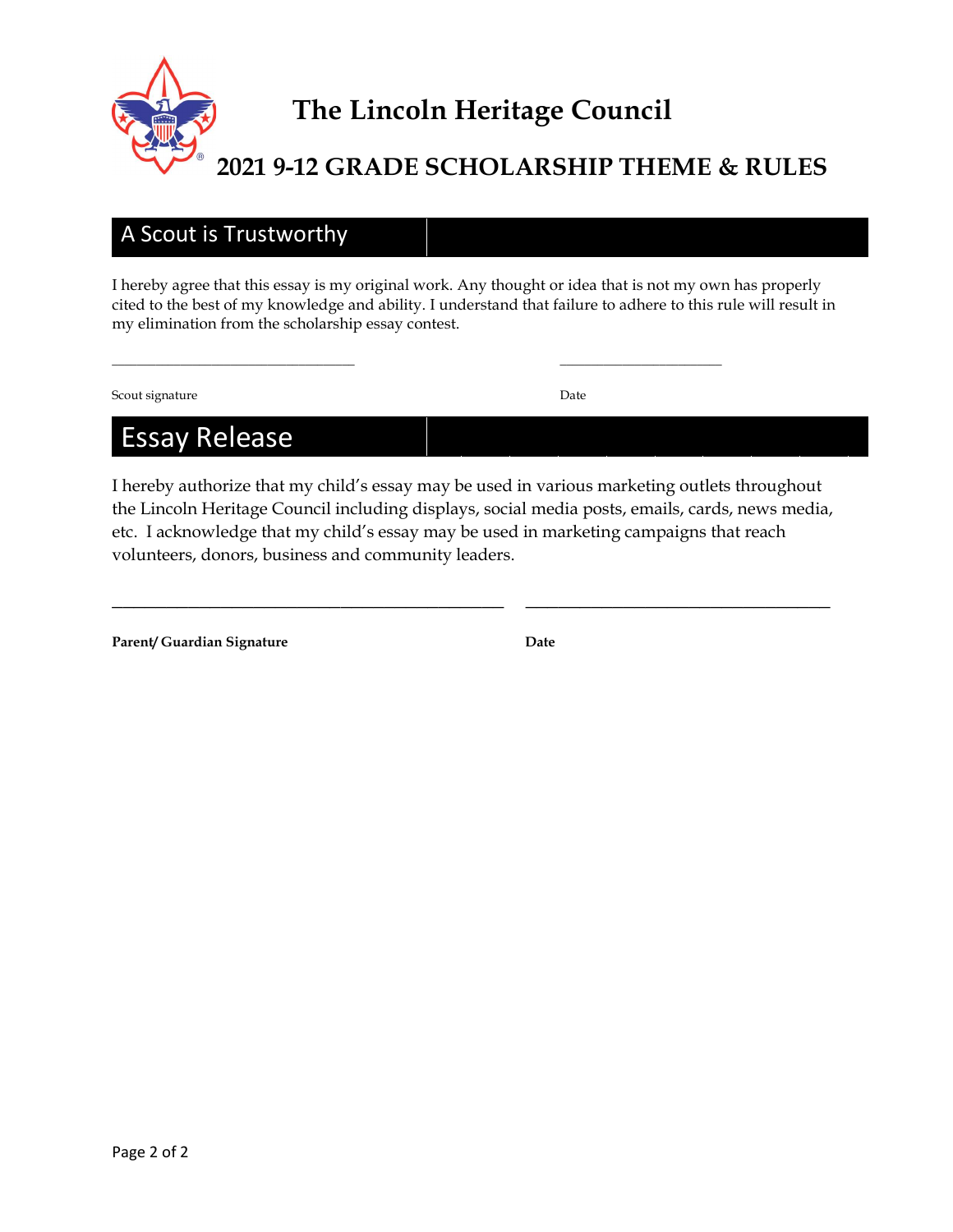# The Lincoln Heritage Council

## 2021 9-12 GRADE SCHOLARSHIP THEME & RULES

## A Scout is Trustworthy

I hereby agree that this essay is my original work. Any thought or idea that is not my own has properly cited to the best of my knowledge and ability. I understand that failure to adhere to this rule will result in my elimination from the scholarship essay contest.

\_\_\_\_\_\_\_\_\_\_\_\_\_\_\_\_\_\_\_\_\_\_\_\_\_\_\_\_\_\_\_\_ \_\_\_\_\_\_\_\_\_\_\_\_\_\_\_\_\_\_\_\_\_\_

Scout signature Date

## Essay Release

I hereby authorize that my child's essay may be used in various marketing outlets throughout the Lincoln Heritage Council including displays, social media posts, emails, cards, news media, etc. I acknowledge that my child's essay may be used in marketing campaigns that reach volunteers, donors, business and community leaders.

\_\_\_\_\_\_\_\_\_\_\_\_\_\_\_\_\_\_\_\_\_\_\_\_\_\_\_\_\_\_\_\_\_\_\_\_\_\_\_\_\_\_\_\_\_\_ \_\_\_\_\_\_\_\_\_\_\_\_\_\_\_\_\_\_\_\_\_\_\_\_\_\_\_\_\_\_\_\_\_\_\_\_\_\_

**Parent/ Guardian Signature** **Date**